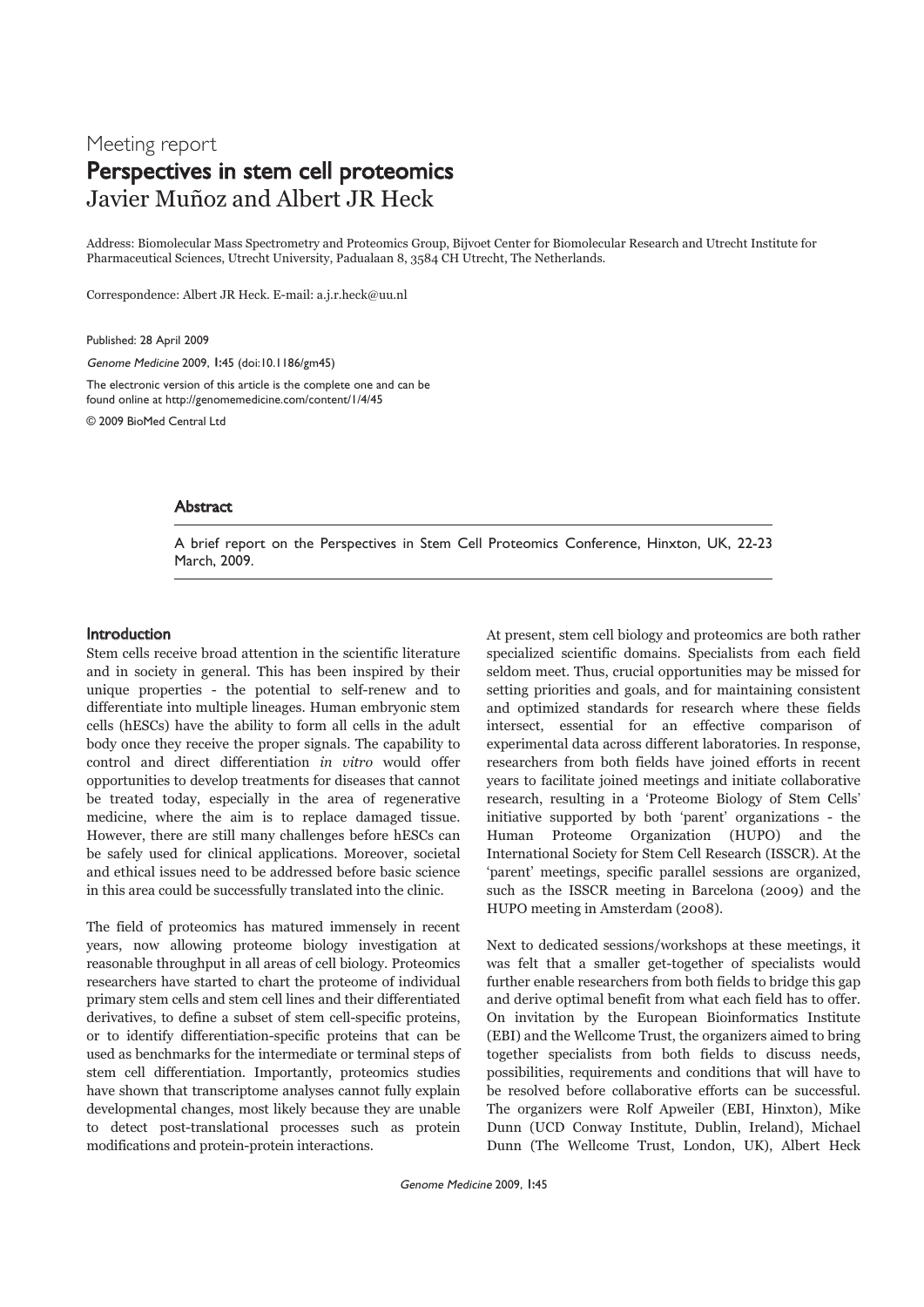Meeting report

# Perspectives in stem cell proteomics

Javier Muñoz and Albert JR Heck

Address: Biomolecular Mass Spectrometry and Proteomics Group, Bijvoet Center for Biomolecular Research and Utrecht Institute for Pharmaceutical Sciences, Utrecht University, Padualaan 8, 3584 CH Utrecht, The Netherlands.

Correspondence: Albert JR Heck. E-mail: a.j.r.heck@uu.nl

Published: 28 April 2009

*Genome Medicine* 2009, **1**:45 (doi:10.1186/gm45)

The electronic version of this article is the complete one and can be found online at http://genomemedicine.com/content/1/4/45

© 2009 BioMed Central Ltd

## Abstract

A brief report on the Perspectives in Stem Cell Proteomics Conference, Hinxton, UK, 22-23 March, 2009.

## Introduction

Stem cells receive broad attention in the scientific literature and in society in general. This has been inspired by their unique properties - the potential to self-renew and to differentiate into multiple lineages. Human embryonic stem cells (hESCs) have the ability to form all cells in the adult body once they receive the proper signals. The capability to control and direct differentiation *in vitro* would offer opportunities to develop treatments for diseases that cannot be treated today, especially in the area of regenerative medicine, where the aim is to replace damaged tissue. However, there are still many challenges before hESCs can be safely used for clinical applications. Moreover, societal and ethical issues need to be addressed before basic science in this area could be successfully translated into the clinic.

The field of proteomics has matured immensely in recent years, now allowing proteome biology investigation at reasonable throughput in all areas of cell biology. Proteomics researchers have started to chart the proteome of individual primary stem cells and stem cell lines and their differentiated derivatives, to define a subset of stem cell-specific proteins, or to identify differentiation-specific proteins that can be used as benchmarks for the intermediate or terminal steps of stem cell differentiation. Importantly, proteomics studies have shown that transcriptome analyses cannot fully explain developmental changes, most likely because they are unable to detect post-translational processes such as protein modifications and protein-protein interactions.

At present, stem cell biology and proteomics are both rather specialized scientific domains. Specialists from each field seldom meet. Thus, crucial opportunities may be missed for setting priorities and goals, and for maintaining consistent and optimized standards for research where these fields intersect, essential for an effective comparison of experimental data across different laboratories. In response, researchers from both fields have joined efforts in recent years to facilitate joined meetings and initiate collaborative research, resulting in a 'Proteome Biology of Stem Cells' initiative supported by both 'parent' organizations - the Human Proteome Organization (HUPO) and the International Society for Stem Cell Research (ISSCR). At the 'parent' meetings, specific parallel sessions are organized, such as the ISSCR meeting in Barcelona (2009) and the HUPO meeting in Amsterdam (2008).

Next to dedicated sessions/workshops at these meetings, it was felt that a smaller get-together of specialists would further enable researchers from both fields to bridge this gap and derive optimal benefit from what each field has to offer. On invitation by the European Bioinformatics Institute (EBI) and the Wellcome Trust, the organizers aimed to bring together specialists from both fields to discuss needs, possibilities, requirements and conditions that will have to be resolved before collaborative efforts can be successful. The organizers were Rolf Apweiler (EBI, Hinxton), Mike Dunn (UCD Conway Institute, Dublin, Ireland), Michael Dunn (The Wellcome Trust, London, UK), Albert Heck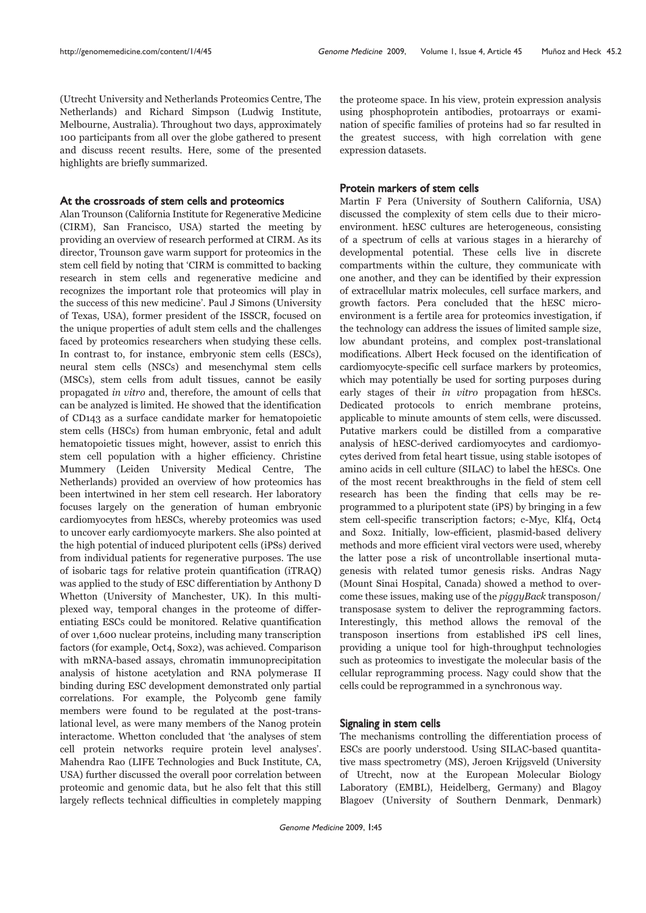(Utrecht University and Netherlands Proteomics Centre, The Netherlands) and Richard Simpson (Ludwig Institute, Melbourne, Australia). Throughout two days, approximately 100 participants from all over the globe gathered to present and discuss recent results. Here, some of the presented highlights are briefly summarized.

## At the crossroads of stem cells and proteomics

Alan Trounson (California Institute for Regenerative Medicine (CIRM), San Francisco, USA) started the meeting by providing an overview of research performed at CIRM. As its director, Trounson gave warm support for proteomics in the stem cell field by noting that 'CIRM is committed to backing research in stem cells and regenerative medicine and recognizes the important role that proteomics will play in the success of this new medicine'. Paul J Simons (University of Texas, USA), former president of the ISSCR, focused on the unique properties of adult stem cells and the challenges faced by proteomics researchers when studying these cells. In contrast to, for instance, embryonic stem cells (ESCs), neural stem cells (NSCs) and mesenchymal stem cells (MSCs), stem cells from adult tissues, cannot be easily propagated *in vitro* and, therefore, the amount of cells that can be analyzed is limited. He showed that the identification of CD143 as a surface candidate marker for hematopoietic stem cells (HSCs) from human embryonic, fetal and adult hematopoietic tissues might, however, assist to enrich this stem cell population with a higher efficiency. Christine Mummery (Leiden University Medical Centre, The Netherlands) provided an overview of how proteomics has been intertwined in her stem cell research. Her laboratory focuses largely on the generation of human embryonic cardiomyocytes from hESCs, whereby proteomics was used to uncover early cardiomyocyte markers. She also pointed at the high potential of induced pluripotent cells (iPSs) derived from individual patients for regenerative purposes. The use of isobaric tags for relative protein quantification (iTRAQ) was applied to the study of ESC differentiation by Anthony D Whetton (University of Manchester, UK). In this multiplexed way, temporal changes in the proteome of differentiating ESCs could be monitored. Relative quantification of over 1,600 nuclear proteins, including many transcription factors (for example, Oct4, Sox2), was achieved. Comparison with mRNA-based assays, chromatin immunoprecipitation analysis of histone acetylation and RNA polymerase II binding during ESC development demonstrated only partial correlations. For example, the Polycomb gene family members were found to be regulated at the post-translational level, as were many members of the Nanog protein interactome. Whetton concluded that 'the analyses of stem cell protein networks require protein level analyses'. Mahendra Rao (LIFE Technologies and Buck Institute, CA, USA) further discussed the overall poor correlation between proteomic and genomic data, but he also felt that this still largely reflects technical difficulties in completely mapping the proteome space. In his view, protein expression analysis using phosphoprotein antibodies, protoarrays or examination of specific families of proteins had so far resulted in the greatest success, with high correlation with gene expression datasets.

## Protein markers of stem cells

Martin F Pera (University of Southern California, USA) discussed the complexity of stem cells due to their microenvironment. hESC cultures are heterogeneous, consisting of a spectrum of cells at various stages in a hierarchy of developmental potential. These cells live in discrete compartments within the culture, they communicate with one another, and they can be identified by their expression of extracellular matrix molecules, cell surface markers, and growth factors. Pera concluded that the hESC microenvironment is a fertile area for proteomics investigation, if the technology can address the issues of limited sample size, low abundant proteins, and complex post-translational modifications. Albert Heck focused on the identification of cardiomyocyte-specific cell surface markers by proteomics, which may potentially be used for sorting purposes during early stages of their *in vitro* propagation from hESCs. Dedicated protocols to enrich membrane proteins, applicable to minute amounts of stem cells, were discussed. Putative markers could be distilled from a comparative analysis of hESC-derived cardiomyocytes and cardiomyocytes derived from fetal heart tissue, using stable isotopes of amino acids in cell culture (SILAC) to label the hESCs. One of the most recent breakthroughs in the field of stem cell research has been the finding that cells may be reprogrammed to a pluripotent state (iPS) by bringing in a few stem cell-specific transcription factors; c-Myc, Klf4, Oct4 and Sox2. Initially, low-efficient, plasmid-based delivery methods and more efficient viral vectors were used, whereby the latter pose a risk of uncontrollable insertional mutagenesis with related tumor genesis risks. Andras Nagy (Mount Sinai Hospital, Canada) showed a method to overcome these issues, making use of the *piggyBack* transposon/transposase system to deliver the reprogramming factors. Interestingly, this method allows the removal of the transposon insertions from established iPS cell lines, providing a unique tool for high-throughput technologies such as proteomics to investigate the molecular basis of the cellular reprogramming process. Nagy could show that the cells could be reprogrammed in a synchronous way.

## Signaling in stem cells

The mechanisms controlling the differentiation process of ESCs are poorly understood. Using SILAC-based quantitative mass spectrometry (MS), Jeroen Krijgsveld (University of Utrecht, now at the European Molecular Biology Laboratory (EMBL), Heidelberg, Germany) and Blagoy Blagoev (University of Southern Denmark, Denmark)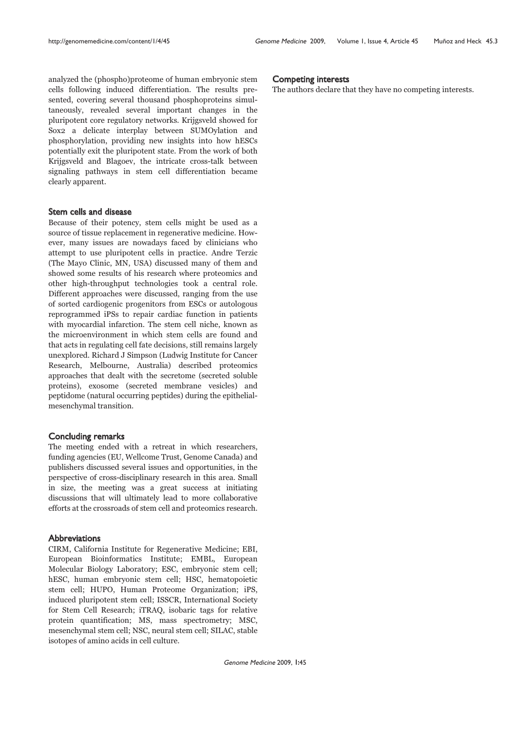analyzed the (phospho)proteome of human embryonic stem cells following induced differentiation. The results presented, covering several thousand phosphoproteins simultaneously, revealed several important changes in the pluripotent core regulatory networks. Krijgsveld showed for Sox2 a delicate interplay between SUMOylation and phosphorylation, providing new insights into how hESCs potentially exit the pluripotent state. From the work of both Krijgsveld and Blagoev, the intricate cross-talk between signaling pathways in stem cell differentiation became clearly apparent.

## Stem cells and disease

Because of their potency, stem cells might be used as a source of tissue replacement in regenerative medicine. However, many issues are nowadays faced by clinicians who attempt to use pluripotent cells in practice. Andre Terzic (The Mayo Clinic, MN, USA) discussed many of them and showed some results of his research where proteomics and other high-throughput technologies took a central role. Different approaches were discussed, ranging from the use of sorted cardiogenic progenitors from ESCs or autologous reprogrammed iPSs to repair cardiac function in patients with myocardial infarction. The stem cell niche, known as the microenvironment in which stem cells are found and that acts in regulating cell fate decisions, still remains largely unexplored. Richard J Simpson (Ludwig Institute for Cancer Research, Melbourne, Australia) described proteomics approaches that dealt with the secretome (secreted soluble proteins), exosome (secreted membrane vesicles) and peptidome (natural occurring peptides) during the epithelial-mesenchymal transition.

## Concluding remarks

The meeting ended with a retreat in which researchers, funding agencies (EU, Wellcome Trust, Genome Canada) and publishers discussed several issues and opportunities, in the perspective of cross-disciplinary research in this area. Small in size, the meeting was a great success at initiating discussions that will ultimately lead to more collaborative efforts at the crossroads of stem cell and proteomics research.

## Abbreviations

CIRM, California Institute for Regenerative Medicine; EBI, European Bioinformatics Institute; EMBL, European Molecular Biology Laboratory; ESC, embryonic stem cell; hESC, human embryonic stem cell; HSC, hematopoietic stem cell; HUPO, Human Proteome Organization; iPS, induced pluripotent stem cell; ISSCR, International Society for Stem Cell Research; iTRAQ, isobaric tags for relative protein quantification; MS, mass spectrometry; MSC, mesenchymal stem cell; NSC, neural stem cell; SILAC, stable isotopes of amino acids in cell culture.

## Competing interests

The authors declare that they have no competing interests.